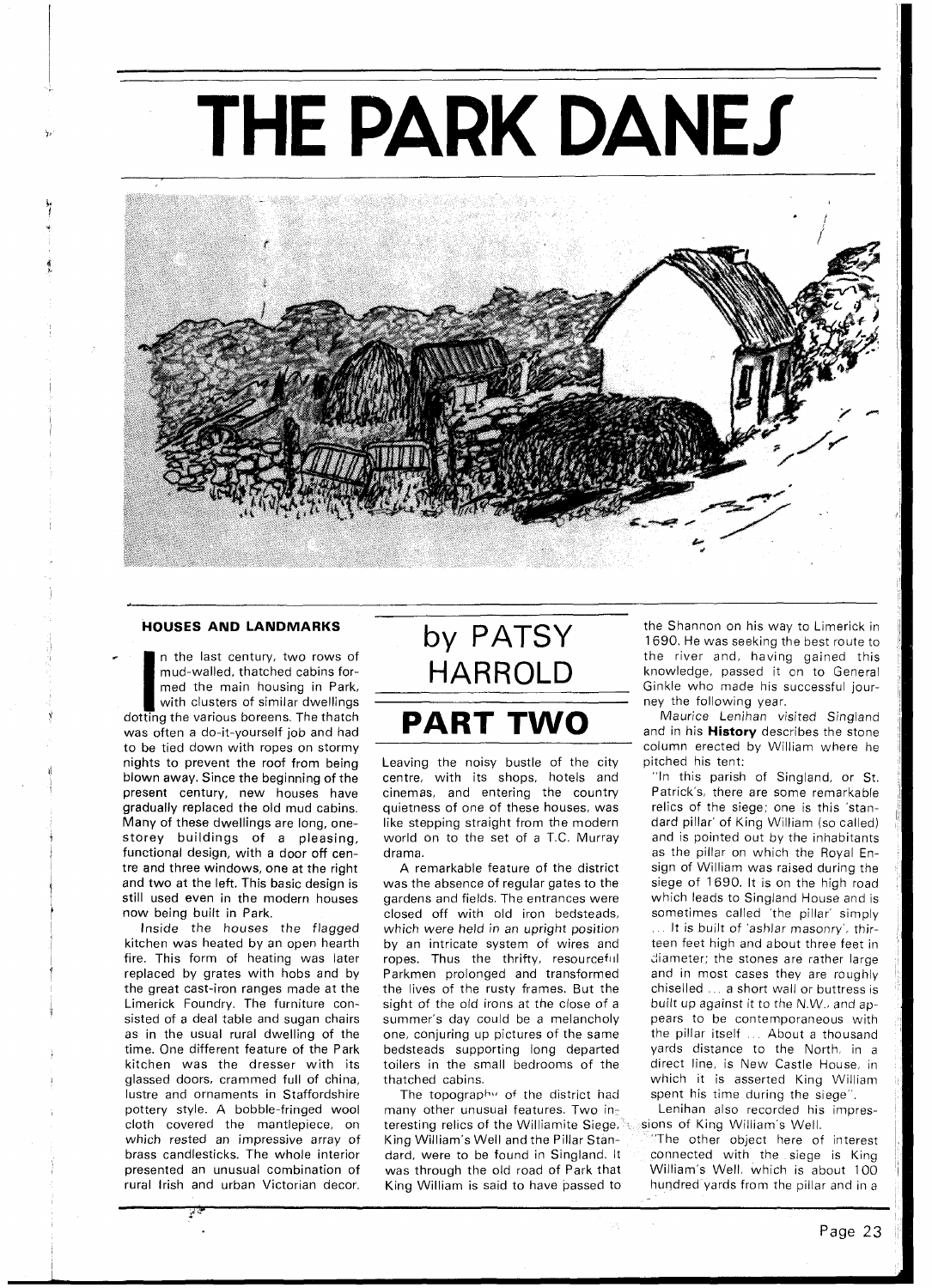# THE PARK DANES

by PATSY HARROLD

## PART TWO

### HOUSES AND LANDMARKS

In the last century, two rows of mud-walled, thatched cabins formed the main housing in Park, with clusters of similar dwellings dotting the various boreens. The thatch was often a do-it-yourself job and had to be tied down with ropes on stormy nights to prevent the roof from being blown away. Since the beginning of the present century, new houses have gradually replaced the old mud cabins. Many of these dwellings are long, one-storey buildings of a pleasing, functional design, with a door off centre and three windows, one at the right and two at the left. This basic design is still used even in the modern houses now being built in Park.

Inside the houses the flagged kitchen was heated by an open hearth fire. This form of heating was later replaced by grates with hobs and by the great cast-iron ranges made at the Limerick Foundry. The furniture consisted of a deal table and sugan chairs as in the usual rural dwelling of the time. One different feature of the Park kitchen was the dresser with its glassed doors, crammed full of china, lustre and ornaments in Staffordshire pottery style. A bobble-fringed wool cloth covered the mantlepiece, on which rested an impressive array of brass candlesticks. The whole interior presented an unusual combination of rural Irish and urban Victorian decor.

Leaving the noisy bustle of the city centre, with its shops, hotels and cinemas, and entering the country quietness of one of these houses, was like stepping straight from the modern world on to the set of a T.C. Murray drama.

A remarkable feature of the district was the absence of regular gates to the gardens and fields. The entrances were closed off with old iron bedsteads, which were held in an upright position by an intricate system of wires and ropes. Thus the thrifty, resourceful Parkmen prolonged and transformed the lives of the rusty frames. But the sight of the old irons at the close of a summer's day could be a melancholy one, conjuring up pictures of the same bedsteads supporting long departed toilers in the small bedrooms of the thatched cabins.

The topography of the district had many other unusual features. Two interesting relics of the Williamite Siege, King William's Well and the Pillar Standard, were to be found in Singland. It was through the old road of Park that King William is said to have passed to the Shannon on his way to Limerick in 1690. He was seeking the best route to the river and, having gained this knowledge, passed it on to General Ginkle who made his successful journey the following year.

Maurice Lenihan visited Singland and in his **History** describes the stone column erected by William where he pitched his tent:

"In this parish of Singland, or St. Patrick's, there are some remarkable relics of the siege; one is this 'standard pillar' of King William (so called) and is pointed out by the inhabitants as the pillar on which the Royal Ensign of William was raised during the siege of 1690. It is on the high road which leads to Singland House and is sometimes called 'the pillar' simply ... It is built of 'ashlar masonry', thirteen feet high and about three feet in diameter; the stones are rather large and in most cases they are roughly chiselled ... a short wall or buttress is built up against it to the N.W., and appears to be contemporaneous with the pillar itself ... About a thousand yards distance to the North, in a direct line, is New Castle House, in which it is asserted King William spent his time during the siege".

Lenihan also recorded his impressions of King William's Well.

"The other object here of interest connected with the siege is King William's Well, which is about 100 hundred yards from the pillar and in a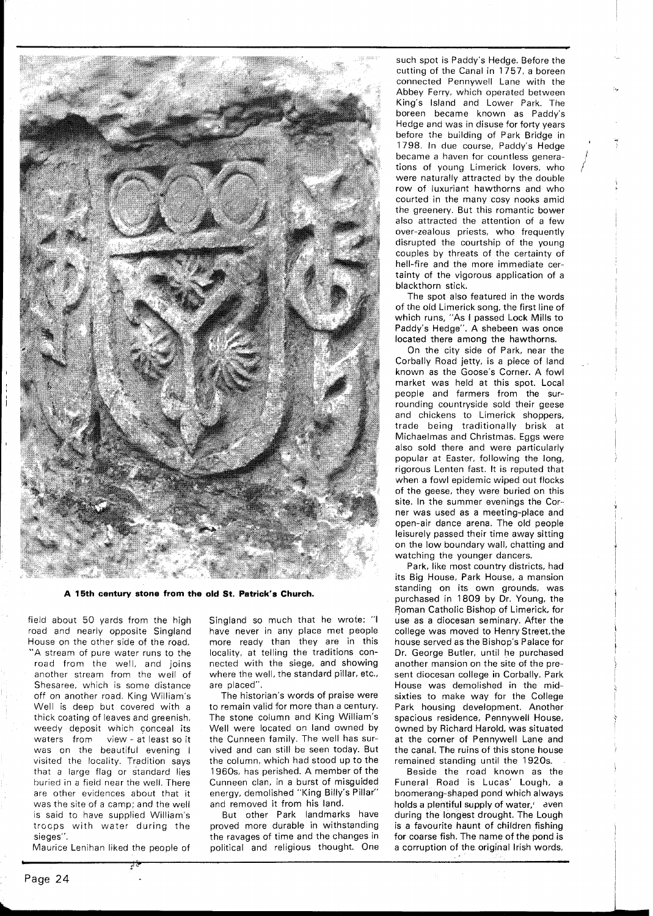A 15th century stone from the old St. Patrick's Church.

field about 50 yards from the high road and nearly opposite Singland House on the other side of the road. "A stream of pure water runs to the road from the well, and joins another stream from the well of Shesaree, which is some distance off on another road. King William's Well is deep but covered with a thick coating of leaves and greenish, weedy deposit which conceal its waters from view - at least so it was on the beautiful evening I visited the locality. Tradition says that a large flag or standard lies buried in a field near the well. There are other evidences about that it was the site of a camp; and the well is said to have supplied William's troops with water during the sieges".

Maurice Lenihan liked the people of Singland so much that he wrote: "I have never in any place met people more ready than they are in this locality, at telling the traditions connected with the siege, and showing where the well, the standard pillar, etc., are placed".

The historian's words of praise were to remain valid for more than a century. The stone column and King William's Well were located on land owned by the Cunneen family. The well has survived and can still be seen today. But the column, which had stood up to the 1960s, has perished. A member of the Cunneen clan, in a burst of misguided energy, demolished "King Billy's Pillar" and removed it from his land.

But other Park landmarks have proved more durable in withstanding the ravages of time and the changes in political and religious thought. One such spot is Paddy's Hedge. Before the cutting of the Canal in 1757, a boreen connected Pennywell Lane with the Abbey Ferry, which operated between King's Island and Lower Park. The boreen became known as Paddy's Hedge and was in disuse for forty years before the building of Park Bridge in 1798. In due course, Paddy's Hedge became a haven for countless generations of young Limerick lovers, who were naturally attracted by the double row of luxuriant hawthorns and who courted in the many cosy nooks amid the greenery. But this romantic bower also attracted the attention of a few over-zealous priests, who frequently disrupted the courtship of the young couples by threats of the certainty of hell-fire and the more immediate certainty of the vigorous application of a blackthorn stick.

The spot also featured in the words of the old Limerick song, the first line of which runs, "As I passed Lock Mills to Paddy's Hedge". A shebeen was once located there among the hawthorns.

On the city side of Park, near the Corbally Road jetty, is a piece of land known as the Goose's Corner. A fowl market was held at this spot. Local people and farmers from the surrounding countryside sold their geese and chickens to Limerick shoppers, trade being traditionally brisk at Michaelmas and Christmas. Eggs were also sold there and were particularly popular at Easter, following the long, rigorous Lenten fast. It is reputed that when a fowl epidemic wiped out flocks of the geese, they were buried on this site. In the summer evenings the Corner was used as a meeting-place and open-air dance arena. The old people leisurely passed their time away sitting on the low boundary wall, chatting and watching the younger dancers.

Park, like most country districts, had its Big House, Park House, a mansion standing on its own grounds, was purchased in 1809 by Dr. Young, the Roman Catholic Bishop of Limerick, for use as a diocesan seminary. After the college was moved to Henry Street, the house served as the Bishop's Palace for Dr. George Butler, until he purchased another mansion on the site of the present diocesan college in Corbally. Park House was demolished in the mid-sixties to make way for the College Park housing development. Another spacious residence, Pennywell House, owned by Richard Harold, was situated at the corner of Pennywell Lane and the canal. The ruins of this stone house remained standing until the 1920s.

Beside the road known as the Funeral Road is Lucas' Lough, a boomerang-shaped pond which always holds a plentiful supply of water, even during the longest drought. The Lough is a favourite haunt of children fishing for coarse fish. The name of the pond is a corruption of the original Irish words,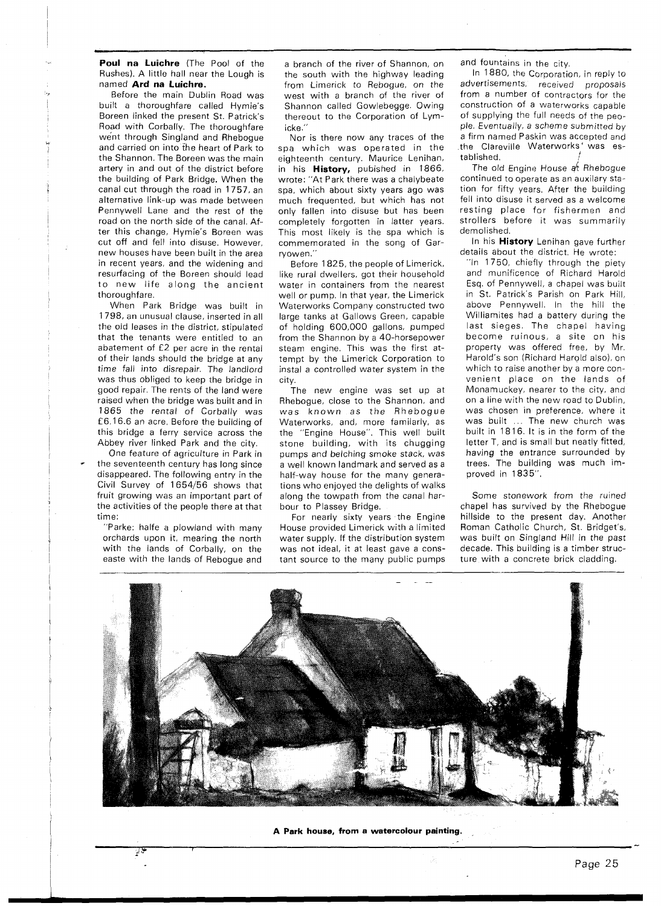**Poul na Luichre** (The Pool of the Rushes). A little hall near the Lough is named **Ard na Luichre.**

Before the main Dublin Road was built a thoroughfare called Hymie's Boreen linked the present St. Patrick's Road with Corbally. The thoroughfare went through Singland and Rhebogue and carried on into the heart of Park to the Shannon. The Boreen was the main artery in and out of the district before the building of Park Bridge. When the canal cut through the road in 1757, an alternative link-up was made between Pennywell Lane and the rest of the road on the north side of the canal. After this change, Hymie's Boreen was cut off and fell into disuse. However, new houses have been built in the area in recent years, and the widening and resurfacing of the Boreen should lead to new life along the ancient thoroughfare.

When Park Bridge was built in 1798, an unusual clause, inserted in all the old leases in the district, stipulated that the tenants were entitled to an abatement of £2 per acre in the rental of their lands should the bridge at any time fall into disrepair. The landlord was thus obliged to keep the bridge in good repair. The rents of the land were raised when the bridge was built and in 1865 the rental of Corbally was £6.16.6 an acre. Before the building of this bridge a ferry service across the Abbey river linked Park and the city.

One feature of agriculture in Park in the seventeenth century has long since disappeared. The following entry in the Civil Survey of 1654/56 shows that fruit growing was an important part of the activities of the people there at that time:

"Parke: halfe a plowland with many orchards upon it, mearing the north with the lands of Corbally, on the easte with the lands of Rebogue and a branch of the river of Shannon, on the south with the highway leading from Limerick to Rebogue, on the west with a branch of the river of Shannon called Gowlebegge. Owing thereout to the Corporation of Lymicke."

Nor is there now any traces of the spa which was operated in the eighteenth century. Maurice Lenihan, in his **History,** pubished in 1866, wrote: "At Park there was a chalybeate spa, which about sixty years ago was much frequented, but which has not only fallen into disuse but has been completely forgotten in latter years. This most likely is the spa which is commemorated in the song of Garryowen."

Before 1825, the people of Limerick, like rural dwellers, got their household water in containers from the nearest well or pump. In that year, the Limerick Waterworks Company constructed two large tanks at Gallows Green, capable of holding 600,000 gallons, pumped from the Shannon by a 40-horsepower steam engine. This was the first attempt by the Limerick Corporation to instal a controlled water system in the city.

The new engine was set up at Rhebogue, close to the Shannon, and was known as the Rhebogue Waterworks, and, more familarly, as the "Engine House". This well built stone building, with its chugging pumps and belching smoke stack, was a well known landmark and served as a half-way house for the many generations who enjoyed the delights of walks along the towpath from the canal harbour to Plassey Bridge.

For nearly sixty years the Engine House provided Limerick with a limited water supply. If the distribution system was not ideal, it at least gave a constant source to the many public pumps and fountains in the city.

In 1880, the Corporation, in reply to advertisements, received proposals from a number of contractors for the construction of a waterworks capable of supplying the full needs of the people. Eventually, a scheme submitted by a firm named Paskin was accepted and the Clareville Waterworks' was established.

The old Engine House at Rhebogue continued to operate as an auxilary station for fifty years. After the building fell into disuse it served as a welcome resting place for fishermen and strollers before it was summarily demolished.

In his **History** Lenihan gave further details about the district. He wrote:

"In 1750, chiefly through the piety and munificence of Richard Harold Esq. of Pennywell, a chapel was built in St. Patrick's Parish on Park Hill, above Pennywell. In the hill the Williamites had a battery during the last sieges. The chapel having become ruinous, a site on his property was offered free, by Mr. Harold's son (Richard Harold also), on which to raise another by a more convenient place on the lands of Monamuckey, nearer to the city, and on a line with the new road to Dublin, was chosen in preference, where it was built ... The new church was built in 1816. It is in the form of the letter T, and is small but neatly fitted, having the entrance surrounded by trees. The building was much improved in 1835".

Some stonework from the ruined chapel has survived by the Rhebogue hillside to the present day. Another Roman Catholic Church, St. Bridget's, was built on Singland Hill in the past decade. This building is a timber structure with a concrete brick cladding.

**A Park house, from a watercolour painting.**